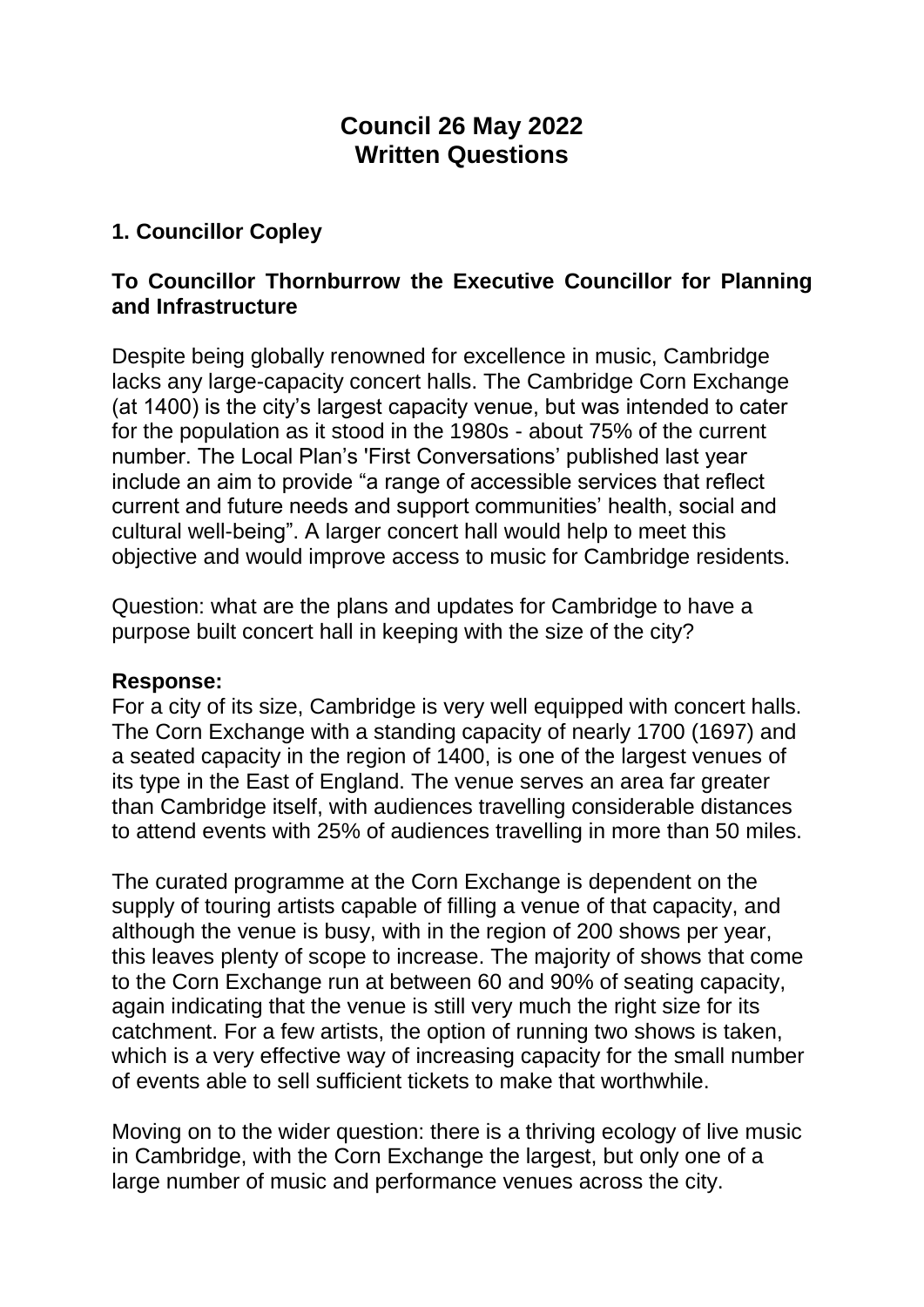# Council 26 May 2022
# Written Questions

## 1. Councillor Copley

### To Councillor Thornburrow the Executive Councillor for Planning and Infrastructure

Despite being globally renowned for excellence in music, Cambridge lacks any large-capacity concert halls. The Cambridge Corn Exchange (at 1400) is the city's largest capacity venue, but was intended to cater for the population as it stood in the 1980s - about 75% of the current number. The Local Plan's 'First Conversations' published last year include an aim to provide "a range of accessible services that reflect current and future needs and support communities' health, social and cultural well-being". A larger concert hall would help to meet this objective and would improve access to music for Cambridge residents.

Question: what are the plans and updates for Cambridge to have a purpose built concert hall in keeping with the size of the city?

**Response:**

For a city of its size, Cambridge is very well equipped with concert halls. The Corn Exchange with a standing capacity of nearly 1700 (1697) and a seated capacity in the region of 1400, is one of the largest venues of its type in the East of England. The venue serves an area far greater than Cambridge itself, with audiences travelling considerable distances to attend events with 25% of audiences travelling in more than 50 miles.

The curated programme at the Corn Exchange is dependent on the supply of touring artists capable of filling a venue of that capacity, and although the venue is busy, with in the region of 200 shows per year, this leaves plenty of scope to increase. The majority of shows that come to the Corn Exchange run at between 60 and 90% of seating capacity, again indicating that the venue is still very much the right size for its catchment. For a few artists, the option of running two shows is taken, which is a very effective way of increasing capacity for the small number of events able to sell sufficient tickets to make that worthwhile.

Moving on to the wider question: there is a thriving ecology of live music in Cambridge, with the Corn Exchange the largest, but only one of a large number of music and performance venues across the city.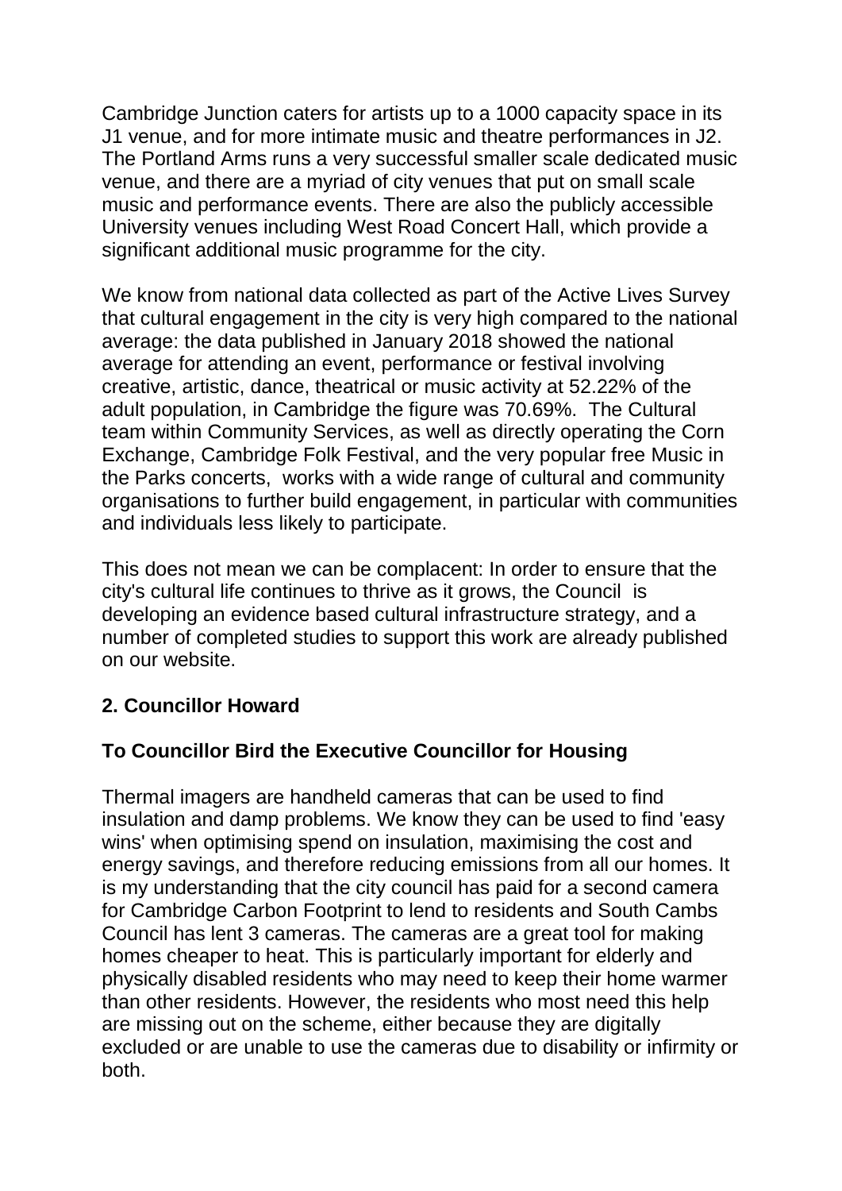Cambridge Junction caters for artists up to a 1000 capacity space in its J1 venue, and for more intimate music and theatre performances in J2. The Portland Arms runs a very successful smaller scale dedicated music venue, and there are a myriad of city venues that put on small scale music and performance events. There are also the publicly accessible University venues including West Road Concert Hall, which provide a significant additional music programme for the city.

We know from national data collected as part of the Active Lives Survey that cultural engagement in the city is very high compared to the national average: the data published in January 2018 showed the national average for attending an event, performance or festival involving creative, artistic, dance, theatrical or music activity at 52.22% of the adult population, in Cambridge the figure was 70.69%. The Cultural team within Community Services, as well as directly operating the Corn Exchange, Cambridge Folk Festival, and the very popular free Music in the Parks concerts, works with a wide range of cultural and community organisations to further build engagement, in particular with communities and individuals less likely to participate.

This does not mean we can be complacent: In order to ensure that the city's cultural life continues to thrive as it grows, the Council is developing an evidence based cultural infrastructure strategy, and a number of completed studies to support this work are already published on our website.

**2. Councillor Howard**

**To Councillor Bird the Executive Councillor for Housing**

Thermal imagers are handheld cameras that can be used to find insulation and damp problems. We know they can be used to find 'easy wins' when optimising spend on insulation, maximising the cost and energy savings, and therefore reducing emissions from all our homes. It is my understanding that the city council has paid for a second camera for Cambridge Carbon Footprint to lend to residents and South Cambs Council has lent 3 cameras. The cameras are a great tool for making homes cheaper to heat. This is particularly important for elderly and physically disabled residents who may need to keep their home warmer than other residents. However, the residents who most need this help are missing out on the scheme, either because they are digitally excluded or are unable to use the cameras due to disability or infirmity or both.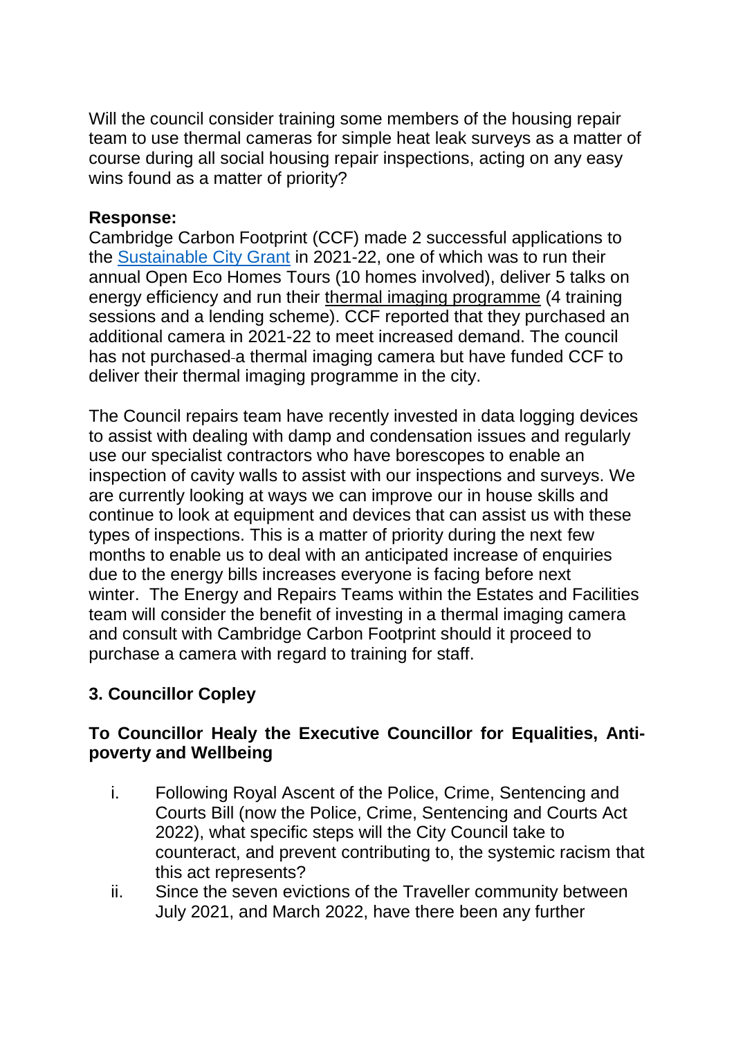Will the council consider training some members of the housing repair team to use thermal cameras for simple heat leak surveys as a matter of course during all social housing repair inspections, acting on any easy wins found as a matter of priority?

**Response:**
Cambridge Carbon Footprint (CCF) made 2 successful applications to the Sustainable City Grant in 2021-22, one of which was to run their annual Open Eco Homes Tours (10 homes involved), deliver 5 talks on energy efficiency and run their thermal imaging programme (4 training sessions and a lending scheme). CCF reported that they purchased an additional camera in 2021-22 to meet increased demand. The council has not purchased a thermal imaging camera but have funded CCF to deliver their thermal imaging programme in the city.

The Council repairs team have recently invested in data logging devices to assist with dealing with damp and condensation issues and regularly use our specialist contractors who have borescopes to enable an inspection of cavity walls to assist with our inspections and surveys. We are currently looking at ways we can improve our in house skills and continue to look at equipment and devices that can assist us with these types of inspections. This is a matter of priority during the next few months to enable us to deal with an anticipated increase of enquiries due to the energy bills increases everyone is facing before next winter. The Energy and Repairs Teams within the Estates and Facilities team will consider the benefit of investing in a thermal imaging camera and consult with Cambridge Carbon Footprint should it proceed to purchase a camera with regard to training for staff.

**3. Councillor Copley**

**To Councillor Healy the Executive Councillor for Equalities, Anti-poverty and Wellbeing**

i. Following Royal Ascent of the Police, Crime, Sentencing and Courts Bill (now the Police, Crime, Sentencing and Courts Act 2022), what specific steps will the City Council take to counteract, and prevent contributing to, the systemic racism that this act represents?

ii. Since the seven evictions of the Traveller community between July 2021, and March 2022, have there been any further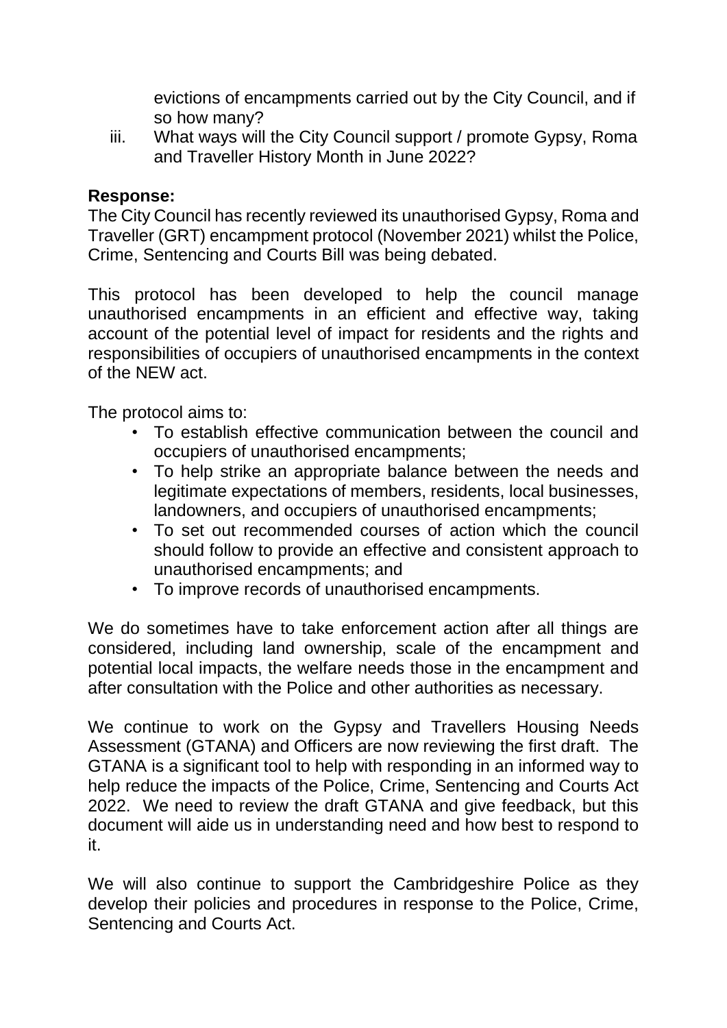evictions of encampments carried out by the City Council, and if so how many?

iii. What ways will the City Council support / promote Gypsy, Roma and Traveller History Month in June 2022?

**Response:**

The City Council has recently reviewed its unauthorised Gypsy, Roma and Traveller (GRT) encampment protocol (November 2021) whilst the Police, Crime, Sentencing and Courts Bill was being debated.

This protocol has been developed to help the council manage unauthorised encampments in an efficient and effective way, taking account of the potential level of impact for residents and the rights and responsibilities of occupiers of unauthorised encampments in the context of the NEW act.

The protocol aims to:

- To establish effective communication between the council and occupiers of unauthorised encampments;
- To help strike an appropriate balance between the needs and legitimate expectations of members, residents, local businesses, landowners, and occupiers of unauthorised encampments;
- To set out recommended courses of action which the council should follow to provide an effective and consistent approach to unauthorised encampments; and
- To improve records of unauthorised encampments.

We do sometimes have to take enforcement action after all things are considered, including land ownership, scale of the encampment and potential local impacts, the welfare needs those in the encampment and after consultation with the Police and other authorities as necessary.

We continue to work on the Gypsy and Travellers Housing Needs Assessment (GTANA) and Officers are now reviewing the first draft. The GTANA is a significant tool to help with responding in an informed way to help reduce the impacts of the Police, Crime, Sentencing and Courts Act 2022. We need to review the draft GTANA and give feedback, but this document will aide us in understanding need and how best to respond to it.

We will also continue to support the Cambridgeshire Police as they develop their policies and procedures in response to the Police, Crime, Sentencing and Courts Act.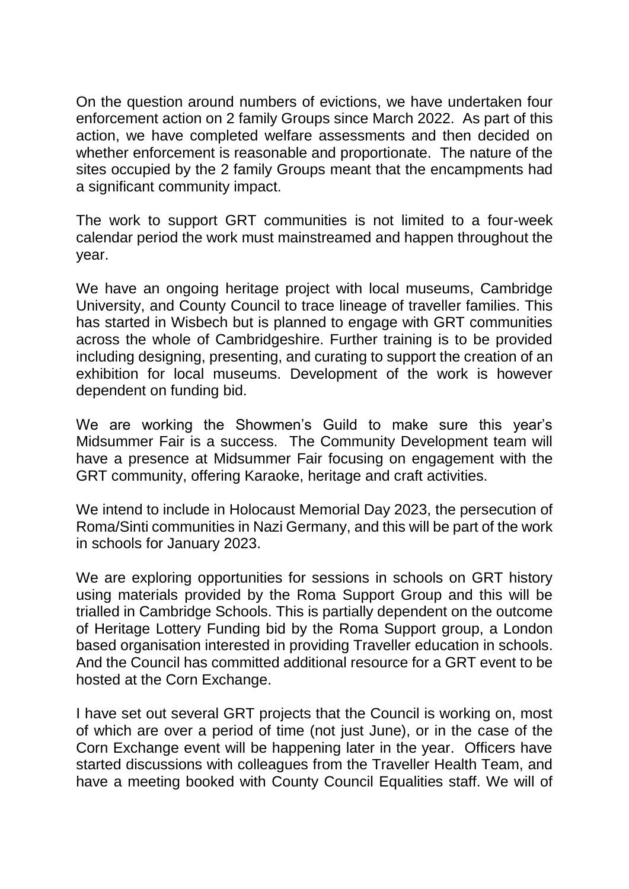On the question around numbers of evictions, we have undertaken four enforcement action on 2 family Groups since March 2022. As part of this action, we have completed welfare assessments and then decided on whether enforcement is reasonable and proportionate. The nature of the sites occupied by the 2 family Groups meant that the encampments had a significant community impact.

The work to support GRT communities is not limited to a four-week calendar period the work must mainstreamed and happen throughout the year.

We have an ongoing heritage project with local museums, Cambridge University, and County Council to trace lineage of traveller families. This has started in Wisbech but is planned to engage with GRT communities across the whole of Cambridgeshire. Further training is to be provided including designing, presenting, and curating to support the creation of an exhibition for local museums. Development of the work is however dependent on funding bid.

We are working the Showmen's Guild to make sure this year's Midsummer Fair is a success. The Community Development team will have a presence at Midsummer Fair focusing on engagement with the GRT community, offering Karaoke, heritage and craft activities.

We intend to include in Holocaust Memorial Day 2023, the persecution of Roma/Sinti communities in Nazi Germany, and this will be part of the work in schools for January 2023.

We are exploring opportunities for sessions in schools on GRT history using materials provided by the Roma Support Group and this will be trialled in Cambridge Schools. This is partially dependent on the outcome of Heritage Lottery Funding bid by the Roma Support group, a London based organisation interested in providing Traveller education in schools. And the Council has committed additional resource for a GRT event to be hosted at the Corn Exchange.

I have set out several GRT projects that the Council is working on, most of which are over a period of time (not just June), or in the case of the Corn Exchange event will be happening later in the year. Officers have started discussions with colleagues from the Traveller Health Team, and have a meeting booked with County Council Equalities staff. We will of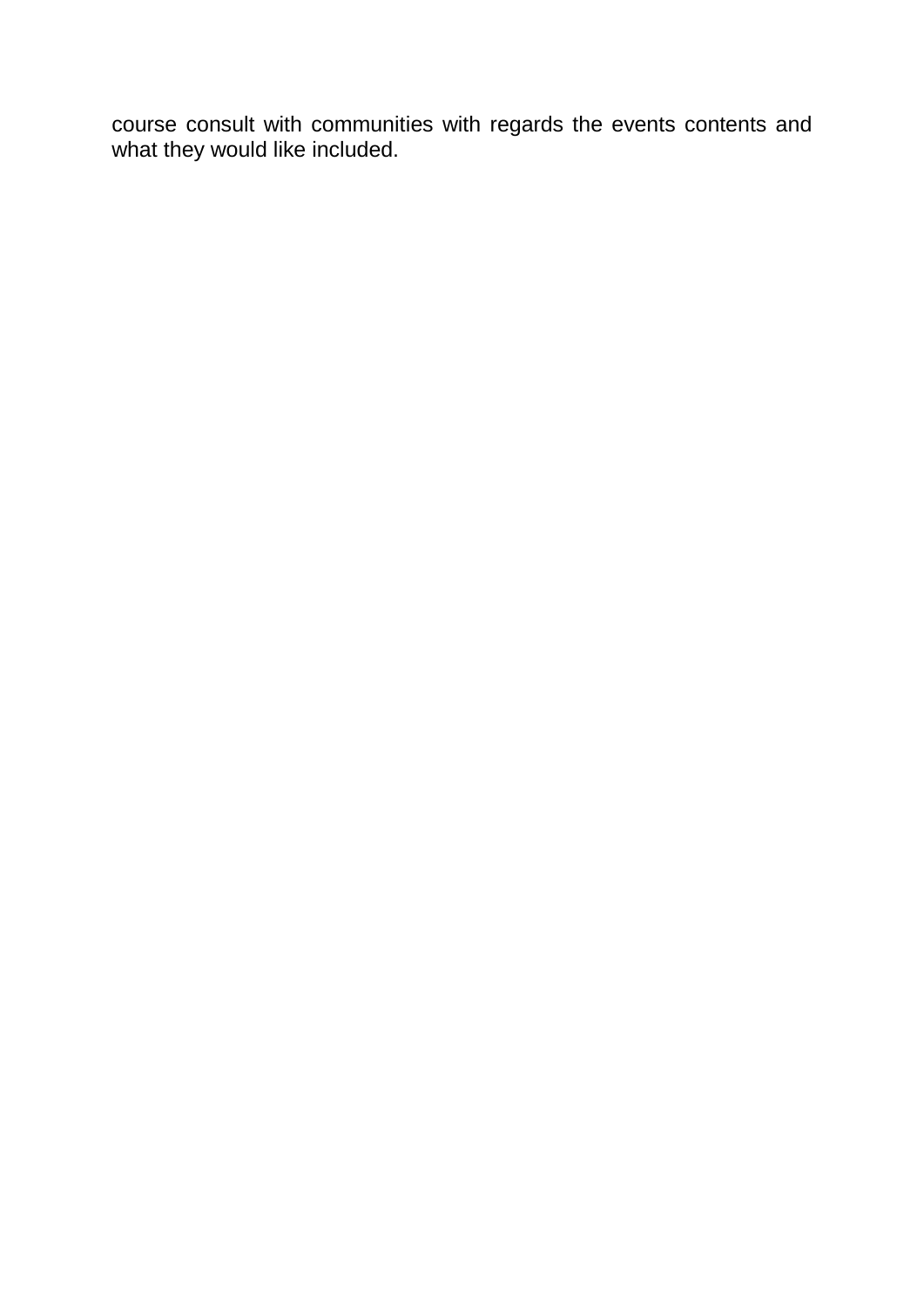course consult with communities with regards the events contents and what they would like included.